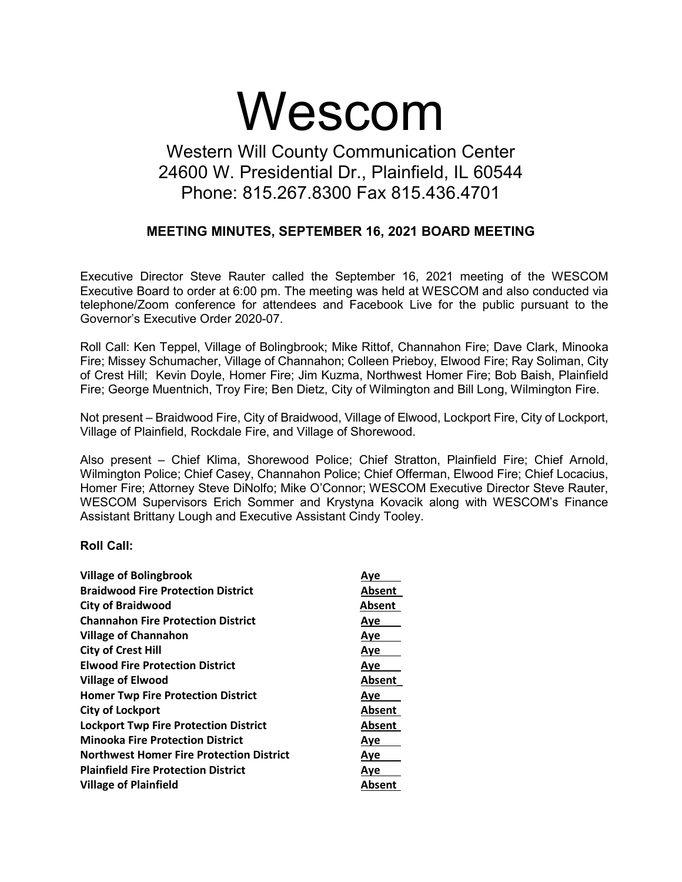# Wescom

## Western Will County Communication Center
## 24600 W. Presidential Dr., Plainfield, IL 60544
## Phone: 815.267.8300 Fax 815.436.4701

### MEETING MINUTES, SEPTEMBER 16, 2021 BOARD MEETING

Executive Director Steve Rauter called the September 16, 2021 meeting of the WESCOM Executive Board to order at 6:00 pm. The meeting was held at WESCOM and also conducted via telephone/Zoom conference for attendees and Facebook Live for the public pursuant to the Governor's Executive Order 2020-07.

Roll Call: Ken Teppel, Village of Bolingbrook; Mike Rittof, Channahon Fire; Dave Clark, Minooka Fire; Missey Schumacher, Village of Channahon; Colleen Prieboy, Elwood Fire; Ray Soliman, City of Crest Hill; Kevin Doyle, Homer Fire; Jim Kuzma, Northwest Homer Fire; Bob Baish, Plainfield Fire; George Muentnich, Troy Fire; Ben Dietz, City of Wilmington and Bill Long, Wilmington Fire.

Not present – Braidwood Fire, City of Braidwood, Village of Elwood, Lockport Fire, City of Lockport, Village of Plainfield, Rockdale Fire, and Village of Shorewood.

Also present – Chief Klima, Shorewood Police; Chief Stratton, Plainfield Fire; Chief Arnold, Wilmington Police; Chief Casey, Channahon Police; Chief Offerman, Elwood Fire; Chief Locacius, Homer Fire; Attorney Steve DiNolfo; Mike O'Connor; WESCOM Executive Director Steve Rauter, WESCOM Supervisors Erich Sommer and Krystyna Kovacik along with WESCOM's Finance Assistant Brittany Lough and Executive Assistant Cindy Tooley.

**Roll Call:**

| | |
|---|---|
| **Village of Bolingbrook** | Aye |
| **Braidwood Fire Protection District** | Absent |
| **City of Braidwood** | Absent |
| **Channahon Fire Protection District** | Aye |
| **Village of Channahon** | Aye |
| **City of Crest Hill** | Aye |
| **Elwood Fire Protection District** | Aye |
| **Village of Elwood** | Absent |
| **Homer Twp Fire Protection District** | Aye |
| **City of Lockport** | Absent |
| **Lockport Twp Fire Protection District** | Absent |
| **Minooka Fire Protection District** | Aye |
| **Northwest Homer Fire Protection District** | Aye |
| **Plainfield Fire Protection District** | Aye |
| **Village of Plainfield** | Absent |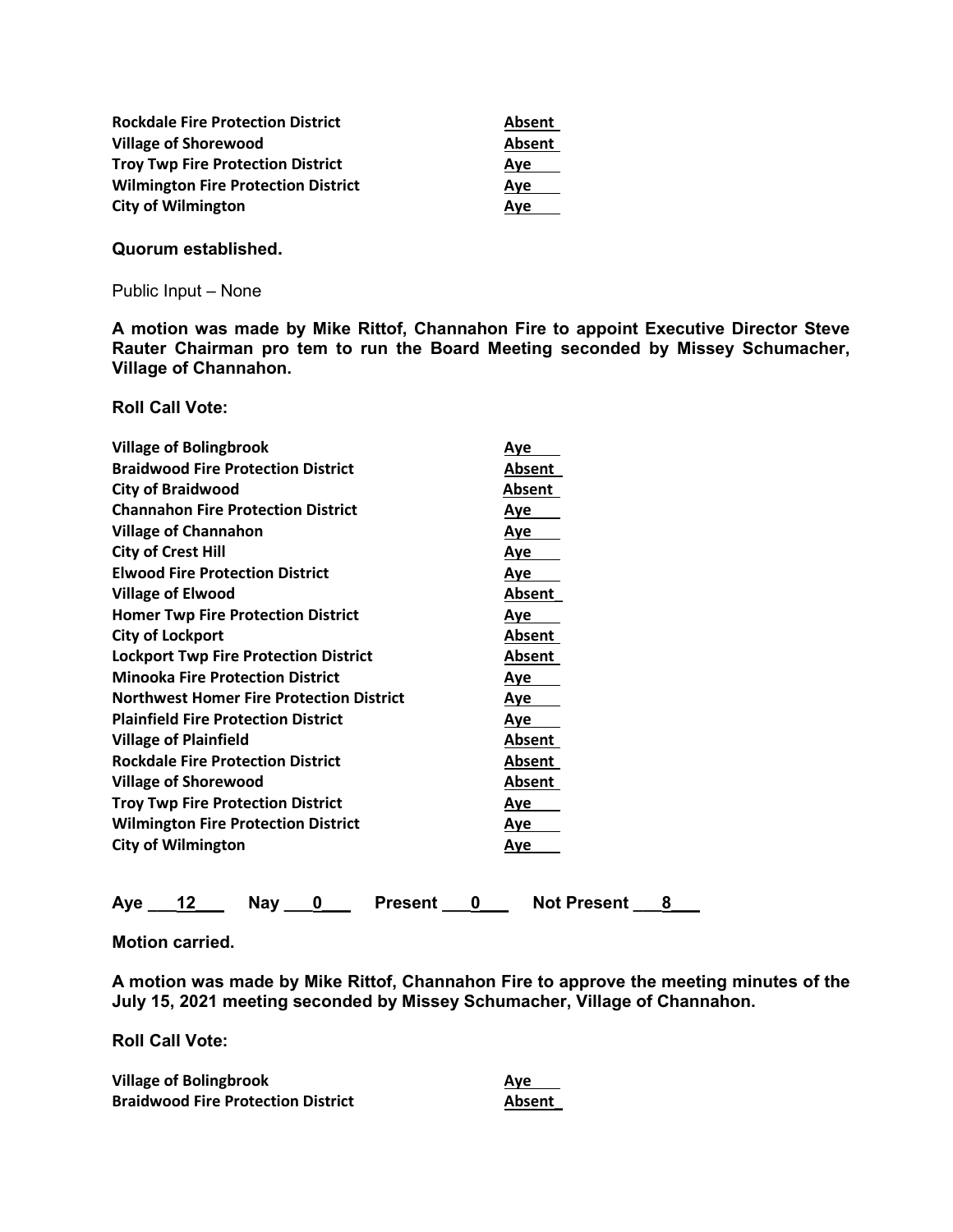| | |
|---|---|
| **Rockdale Fire Protection District** | **Absent** |
| **Village of Shorewood** | **Absent** |
| **Troy Twp Fire Protection District** | **Aye** |
| **Wilmington Fire Protection District** | **Aye** |
| **City of Wilmington** | **Aye** |

**Quorum established.**

Public Input – None

**A motion was made by Mike Rittof, Channahon Fire to appoint Executive Director Steve Rauter Chairman pro tem to run the Board Meeting seconded by Missey Schumacher, Village of Channahon.**

**Roll Call Vote:**

| | |
|---|---|
| **Village of Bolingbrook** | **Aye** |
| **Braidwood Fire Protection District** | **Absent** |
| **City of Braidwood** | **Absent** |
| **Channahon Fire Protection District** | **Aye** |
| **Village of Channahon** | **Aye** |
| **City of Crest Hill** | **Aye** |
| **Elwood Fire Protection District** | **Aye** |
| **Village of Elwood** | **Absent** |
| **Homer Twp Fire Protection District** | **Aye** |
| **City of Lockport** | **Absent** |
| **Lockport Twp Fire Protection District** | **Absent** |
| **Minooka Fire Protection District** | **Aye** |
| **Northwest Homer Fire Protection District** | **Aye** |
| **Plainfield Fire Protection District** | **Aye** |
| **Village of Plainfield** | **Absent** |
| **Rockdale Fire Protection District** | **Absent** |
| **Village of Shorewood** | **Absent** |
| **Troy Twp Fire Protection District** | **Aye** |
| **Wilmington Fire Protection District** | **Aye** |
| **City of Wilmington** | **Aye** |

**Aye \_\_\_12\_\_\_ Nay \_\_\_0\_\_\_ Present \_\_\_0\_\_\_ Not Present \_\_\_8\_\_\_**

**Motion carried.**

**A motion was made by Mike Rittof, Channahon Fire to approve the meeting minutes of the July 15, 2021 meeting seconded by Missey Schumacher, Village of Channahon.**

**Roll Call Vote:**

| | |
|---|---|
| **Village of Bolingbrook** | **Aye** |
| **Braidwood Fire Protection District** | **Absent** |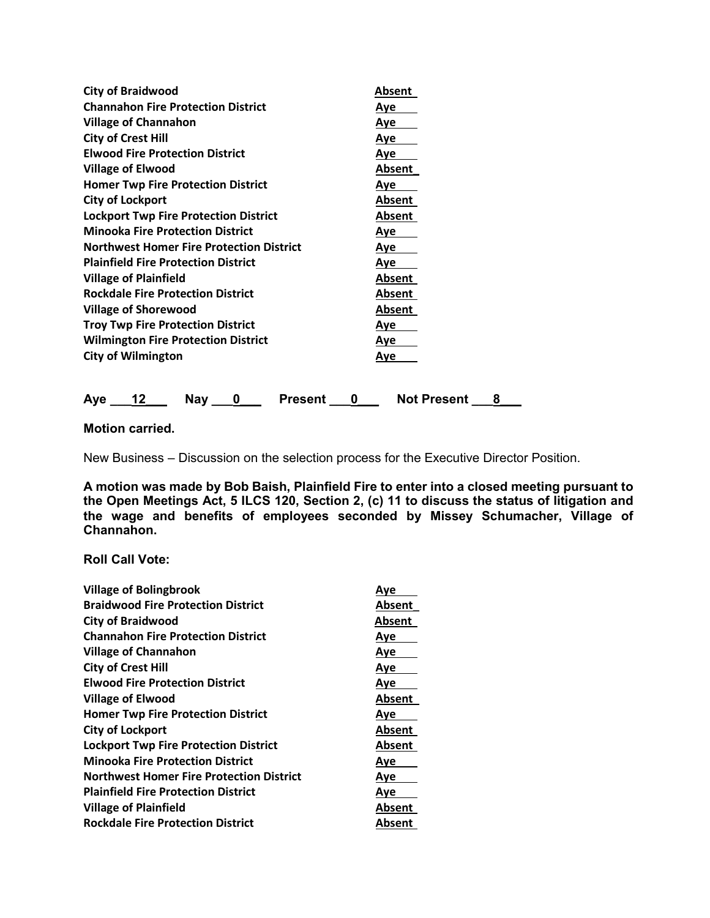| | |
|---|---|
| **City of Braidwood** | Absent |
| **Channahon Fire Protection District** | Aye |
| **Village of Channahon** | Aye |
| **City of Crest Hill** | Aye |
| **Elwood Fire Protection District** | Aye |
| **Village of Elwood** | Absent |
| **Homer Twp Fire Protection District** | Aye |
| **City of Lockport** | Absent |
| **Lockport Twp Fire Protection District** | Absent |
| **Minooka Fire Protection District** | Aye |
| **Northwest Homer Fire Protection District** | Aye |
| **Plainfield Fire Protection District** | Aye |
| **Village of Plainfield** | Absent |
| **Rockdale Fire Protection District** | Absent |
| **Village of Shorewood** | Absent |
| **Troy Twp Fire Protection District** | Aye |
| **Wilmington Fire Protection District** | Aye |
| **City of Wilmington** | Aye |

**Aye \_\_\_12\_\_\_ Nay \_\_\_0\_\_\_ Present \_\_\_0\_\_\_ Not Present \_\_\_8\_\_\_**

**Motion carried.**

New Business – Discussion on the selection process for the Executive Director Position.

**A motion was made by Bob Baish, Plainfield Fire to enter into a closed meeting pursuant to the Open Meetings Act, 5 ILCS 120, Section 2, (c) 11 to discuss the status of litigation and the wage and benefits of employees seconded by Missey Schumacher, Village of Channahon.**

**Roll Call Vote:**

| | |
|---|---|
| **Village of Bolingbrook** | Aye |
| **Braidwood Fire Protection District** | Absent |
| **City of Braidwood** | Absent |
| **Channahon Fire Protection District** | Aye |
| **Village of Channahon** | Aye |
| **City of Crest Hill** | Aye |
| **Elwood Fire Protection District** | Aye |
| **Village of Elwood** | Absent |
| **Homer Twp Fire Protection District** | Aye |
| **City of Lockport** | Absent |
| **Lockport Twp Fire Protection District** | Absent |
| **Minooka Fire Protection District** | Aye |
| **Northwest Homer Fire Protection District** | Aye |
| **Plainfield Fire Protection District** | Aye |
| **Village of Plainfield** | Absent |
| **Rockdale Fire Protection District** | Absent |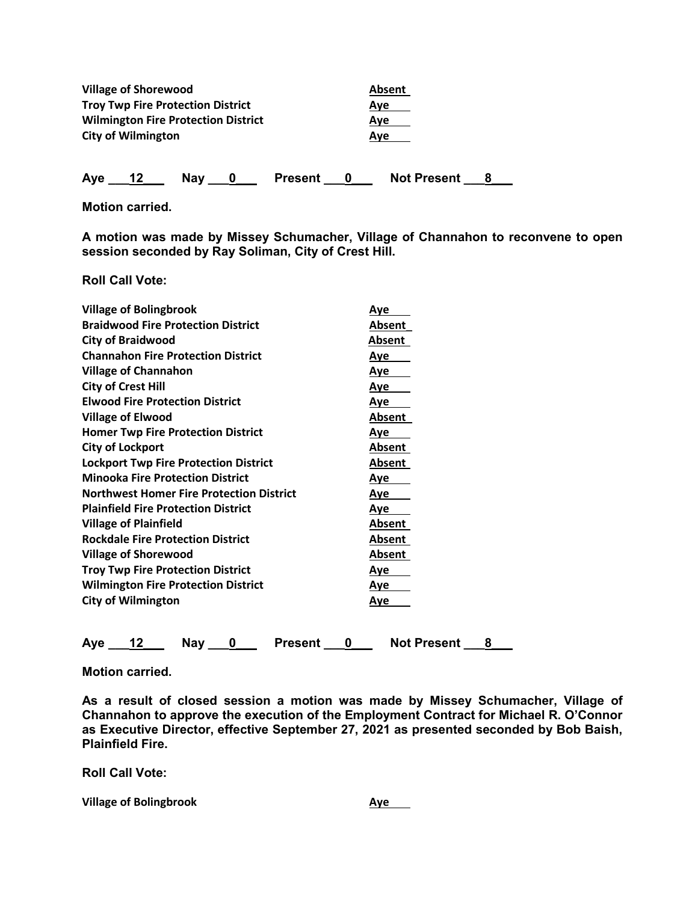| | |
|---|---|
| Village of Shorewood | Absent |
| Troy Twp Fire Protection District | Aye |
| Wilmington Fire Protection District | Aye |
| City of Wilmington | Aye |

**Aye 12 Nay 0 Present 0 Not Present 8**

**Motion carried.**

**A motion was made by Missey Schumacher, Village of Channahon to reconvene to open session seconded by Ray Soliman, City of Crest Hill.**

**Roll Call Vote:**

| | |
|---|---|
| Village of Bolingbrook | Aye |
| Braidwood Fire Protection District | Absent |
| City of Braidwood | Absent |
| Channahon Fire Protection District | Aye |
| Village of Channahon | Aye |
| City of Crest Hill | Aye |
| Elwood Fire Protection District | Aye |
| Village of Elwood | Absent |
| Homer Twp Fire Protection District | Aye |
| City of Lockport | Absent |
| Lockport Twp Fire Protection District | Absent |
| Minooka Fire Protection District | Aye |
| Northwest Homer Fire Protection District | Aye |
| Plainfield Fire Protection District | Aye |
| Village of Plainfield | Absent |
| Rockdale Fire Protection District | Absent |
| Village of Shorewood | Absent |
| Troy Twp Fire Protection District | Aye |
| Wilmington Fire Protection District | Aye |
| City of Wilmington | Aye |

**Aye 12 Nay 0 Present 0 Not Present 8**

**Motion carried.**

**As a result of closed session a motion was made by Missey Schumacher, Village of Channahon to approve the execution of the Employment Contract for Michael R. O'Connor as Executive Director, effective September 27, 2021 as presented seconded by Bob Baish, Plainfield Fire.**

**Roll Call Vote:**

| | |
|---|---|
| Village of Bolingbrook | Aye |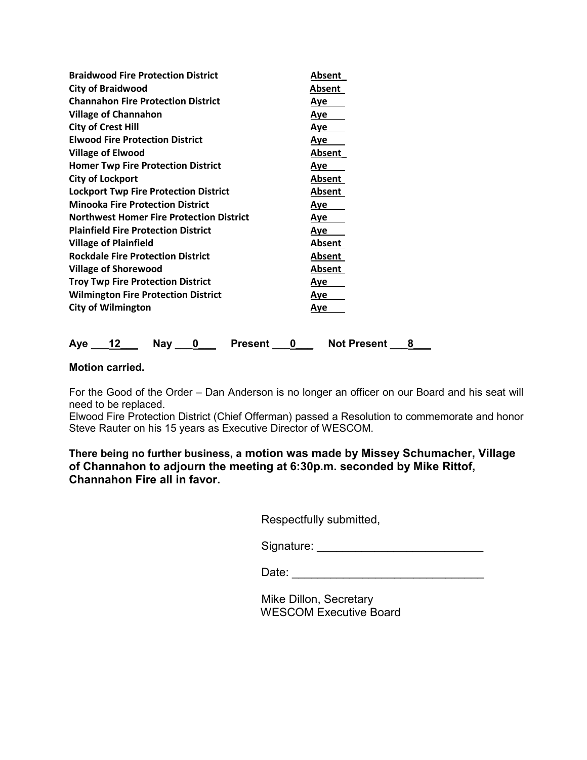| | |
|---|---|
| **Braidwood Fire Protection District** | **Absent** |
| **City of Braidwood** | **Absent** |
| **Channahon Fire Protection District** | **Aye** |
| **Village of Channahon** | **Aye** |
| **City of Crest Hill** | **Aye** |
| **Elwood Fire Protection District** | **Aye** |
| **Village of Elwood** | **Absent** |
| **Homer Twp Fire Protection District** | **Aye** |
| **City of Lockport** | **Absent** |
| **Lockport Twp Fire Protection District** | **Absent** |
| **Minooka Fire Protection District** | **Aye** |
| **Northwest Homer Fire Protection District** | **Aye** |
| **Plainfield Fire Protection District** | **Aye** |
| **Village of Plainfield** | **Absent** |
| **Rockdale Fire Protection District** | **Absent** |
| **Village of Shorewood** | **Absent** |
| **Troy Twp Fire Protection District** | **Aye** |
| **Wilmington Fire Protection District** | **Aye** |
| **City of Wilmington** | **Aye** |

**Aye \_\_\_12\_\_\_ Nay \_\_\_0\_\_\_ Present \_\_\_0\_\_\_ Not Present \_\_\_8\_\_\_**

**Motion carried.**

For the Good of the Order – Dan Anderson is no longer an officer on our Board and his seat will need to be replaced.
Elwood Fire Protection District (Chief Offerman) passed a Resolution to commemorate and honor Steve Rauter on his 15 years as Executive Director of WESCOM.

**There being no further business, a motion was made by Missey Schumacher, Village of Channahon to adjourn the meeting at 6:30p.m. seconded by Mike Rittof, Channahon Fire all in favor.**

Respectfully submitted,

Signature: \_\_\_\_\_\_\_\_\_\_\_\_\_\_\_\_\_\_\_\_\_\_\_\_\_\_

Date: \_\_\_\_\_\_\_\_\_\_\_\_\_\_\_\_\_\_\_\_\_\_\_\_\_\_\_\_\_\_

Mike Dillon, Secretary
WESCOM Executive Board